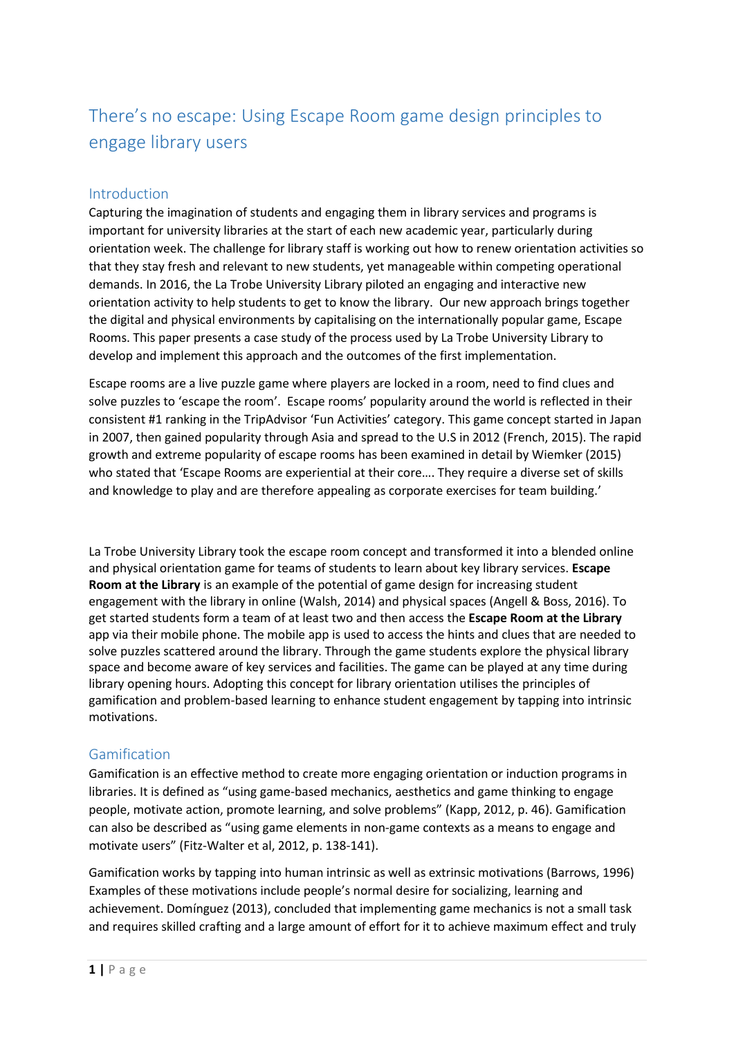# There's no escape: Using Escape Room game design principles to engage library users

## Introduction

Capturing the imagination of students and engaging them in library services and programs is important for university libraries at the start of each new academic year, particularly during orientation week. The challenge for library staff is working out how to renew orientation activities so that they stay fresh and relevant to new students, yet manageable within competing operational demands. In 2016, the La Trobe University Library piloted an engaging and interactive new orientation activity to help students to get to know the library. Our new approach brings together the digital and physical environments by capitalising on the internationally popular game, Escape Rooms. This paper presents a case study of the process used by La Trobe University Library to develop and implement this approach and the outcomes of the first implementation.

Escape rooms are a live puzzle game where players are locked in a room, need to find clues and solve puzzles to 'escape the room'. Escape rooms' popularity around the world is reflected in their consistent #1 ranking in the TripAdvisor 'Fun Activities' category. This game concept started in Japan in 2007, then gained popularity through Asia and spread to the U.S in 2012 (French, 2015). The rapid growth and extreme popularity of escape rooms has been examined in detail by Wiemker (2015) who stated that 'Escape Rooms are experiential at their core…. They require a diverse set of skills and knowledge to play and are therefore appealing as corporate exercises for team building.'

La Trobe University Library took the escape room concept and transformed it into a blended online and physical orientation game for teams of students to learn about key library services. **Escape Room at the Library** is an example of the potential of game design for increasing student engagement with the library in online (Walsh, 2014) and physical spaces (Angell & Boss, 2016). To get started students form a team of at least two and then access the **Escape Room at the Library** app via their mobile phone. The mobile app is used to access the hints and clues that are needed to solve puzzles scattered around the library. Through the game students explore the physical library space and become aware of key services and facilities. The game can be played at any time during library opening hours. Adopting this concept for library orientation utilises the principles of gamification and problem-based learning to enhance student engagement by tapping into intrinsic motivations.

## Gamification

Gamification is an effective method to create more engaging orientation or induction programs in libraries. It is defined as "using game-based mechanics, aesthetics and game thinking to engage people, motivate action, promote learning, and solve problems" (Kapp, 2012, p. 46). Gamification can also be described as "using game elements in non-game contexts as a means to engage and motivate users" (Fitz-Walter et al, 2012, p. 138-141).

Gamification works by tapping into human intrinsic as well as extrinsic motivations (Barrows, 1996) Examples of these motivations include people's normal desire for socializing, learning and achievement. Domínguez (2013), concluded that implementing game mechanics is not a small task and requires skilled crafting and a large amount of effort for it to achieve maximum effect and truly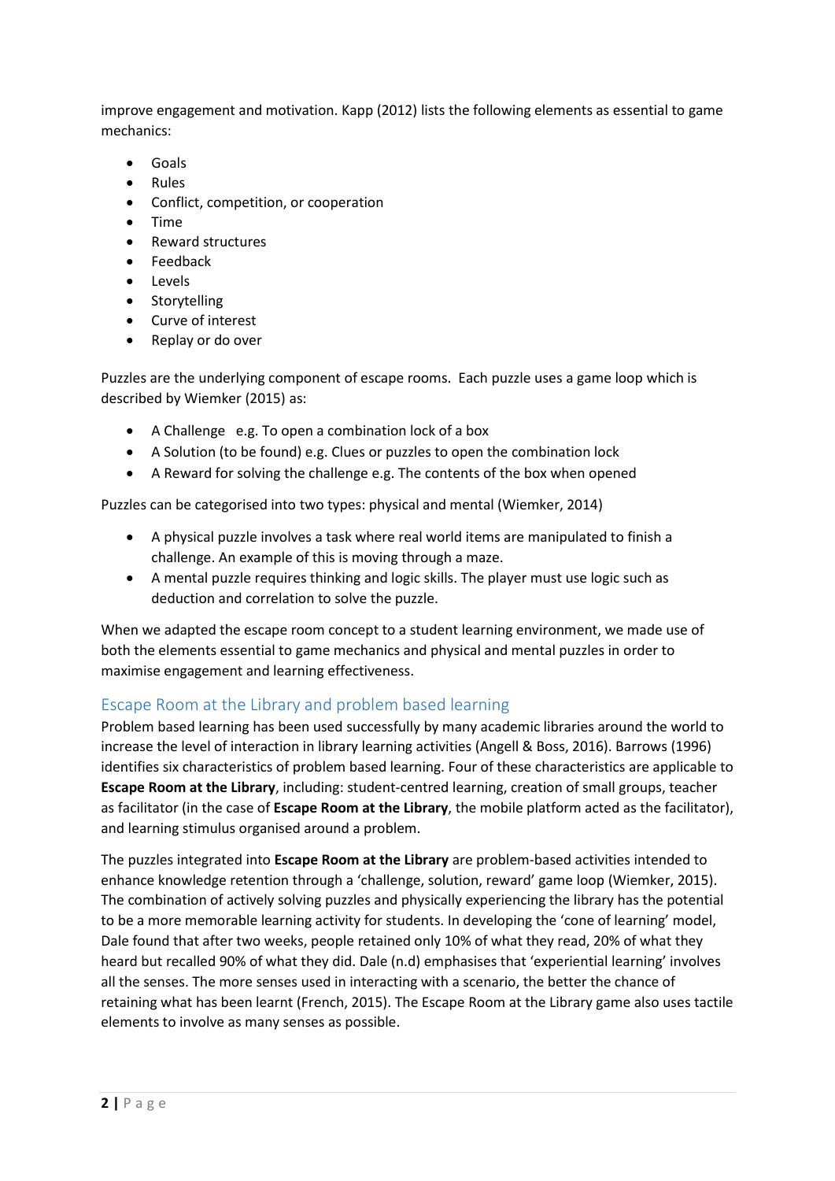improve engagement and motivation. Kapp (2012) lists the following elements as essential to game mechanics:

- Goals
- Rules
- Conflict, competition, or cooperation
- Time
- Reward structures
- Feedback
- Levels
- Storytelling
- Curve of interest
- Replay or do over

Puzzles are the underlying component of escape rooms. Each puzzle uses a game loop which is described by Wiemker (2015) as:

- A Challenge e.g. To open a combination lock of a box
- A Solution (to be found) e.g. Clues or puzzles to open the combination lock
- A Reward for solving the challenge e.g. The contents of the box when opened

Puzzles can be categorised into two types: physical and mental (Wiemker, 2014)

- A physical puzzle involves a task where real world items are manipulated to finish a challenge. An example of this is moving through a maze.
- A mental puzzle requires thinking and logic skills. The player must use logic such as deduction and correlation to solve the puzzle.

When we adapted the escape room concept to a student learning environment, we made use of both the elements essential to game mechanics and physical and mental puzzles in order to maximise engagement and learning effectiveness.

## Escape Room at the Library and problem based learning

Problem based learning has been used successfully by many academic libraries around the world to increase the level of interaction in library learning activities (Angell & Boss, 2016). Barrows (1996) identifies six characteristics of problem based learning. Four of these characteristics are applicable to **Escape Room at the Library**, including: student-centred learning, creation of small groups, teacher as facilitator (in the case of **Escape Room at the Library**, the mobile platform acted as the facilitator), and learning stimulus organised around a problem.

The puzzles integrated into **Escape Room at the Library** are problem-based activities intended to enhance knowledge retention through a 'challenge, solution, reward' game loop (Wiemker, 2015). The combination of actively solving puzzles and physically experiencing the library has the potential to be a more memorable learning activity for students. In developing the 'cone of learning' model, Dale found that after two weeks, people retained only 10% of what they read, 20% of what they heard but recalled 90% of what they did. Dale (n.d) emphasises that 'experiential learning' involves all the senses. The more senses used in interacting with a scenario, the better the chance of retaining what has been learnt (French, 2015). The Escape Room at the Library game also uses tactile elements to involve as many senses as possible.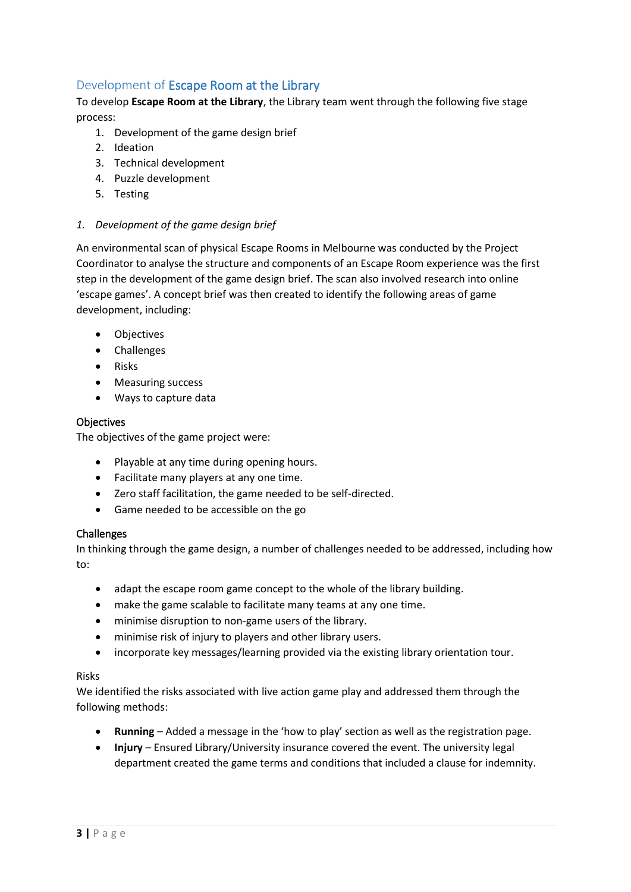## Development of Escape Room at the Library

To develop **Escape Room at the Library**, the Library team went through the following five stage process:

1. Development of the game design brief
2. Ideation
3. Technical development
4. Puzzle development
5. Testing

### *1. Development of the game design brief*

An environmental scan of physical Escape Rooms in Melbourne was conducted by the Project Coordinator to analyse the structure and components of an Escape Room experience was the first step in the development of the game design brief. The scan also involved research into online 'escape games'. A concept brief was then created to identify the following areas of game development, including:

- Objectives
- Challenges
- Risks
- Measuring success
- Ways to capture data

#### Objectives

The objectives of the game project were:

- Playable at any time during opening hours.
- Facilitate many players at any one time.
- Zero staff facilitation, the game needed to be self-directed.
- Game needed to be accessible on the go

#### Challenges

In thinking through the game design, a number of challenges needed to be addressed, including how to:

- adapt the escape room game concept to the whole of the library building.
- make the game scalable to facilitate many teams at any one time.
- minimise disruption to non-game users of the library.
- minimise risk of injury to players and other library users.
- incorporate key messages/learning provided via the existing library orientation tour.

#### Risks

We identified the risks associated with live action game play and addressed them through the following methods:

- **Running** – Added a message in the 'how to play' section as well as the registration page.
- **Injury** – Ensured Library/University insurance covered the event. The university legal department created the game terms and conditions that included a clause for indemnity.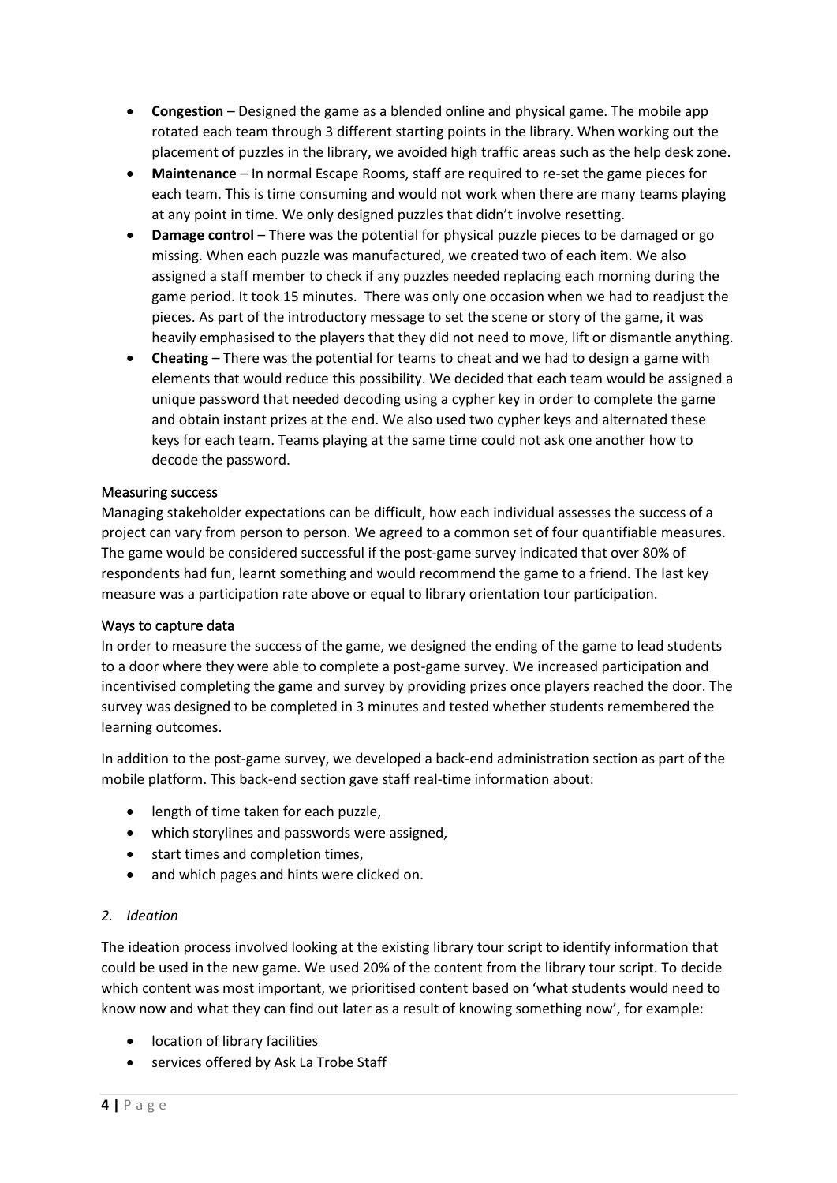- **Congestion** – Designed the game as a blended online and physical game. The mobile app rotated each team through 3 different starting points in the library. When working out the placement of puzzles in the library, we avoided high traffic areas such as the help desk zone.
- **Maintenance** – In normal Escape Rooms, staff are required to re-set the game pieces for each team. This is time consuming and would not work when there are many teams playing at any point in time. We only designed puzzles that didn't involve resetting.
- **Damage control** – There was the potential for physical puzzle pieces to be damaged or go missing. When each puzzle was manufactured, we created two of each item. We also assigned a staff member to check if any puzzles needed replacing each morning during the game period. It took 15 minutes. There was only one occasion when we had to readjust the pieces. As part of the introductory message to set the scene or story of the game, it was heavily emphasised to the players that they did not need to move, lift or dismantle anything.
- **Cheating** – There was the potential for teams to cheat and we had to design a game with elements that would reduce this possibility. We decided that each team would be assigned a unique password that needed decoding using a cypher key in order to complete the game and obtain instant prizes at the end. We also used two cypher keys and alternated these keys for each team. Teams playing at the same time could not ask one another how to decode the password.

### Measuring success

Managing stakeholder expectations can be difficult, how each individual assesses the success of a project can vary from person to person. We agreed to a common set of four quantifiable measures. The game would be considered successful if the post-game survey indicated that over 80% of respondents had fun, learnt something and would recommend the game to a friend. The last key measure was a participation rate above or equal to library orientation tour participation.

### Ways to capture data

In order to measure the success of the game, we designed the ending of the game to lead students to a door where they were able to complete a post-game survey. We increased participation and incentivised completing the game and survey by providing prizes once players reached the door. The survey was designed to be completed in 3 minutes and tested whether students remembered the learning outcomes.

In addition to the post-game survey, we developed a back-end administration section as part of the mobile platform. This back-end section gave staff real-time information about:

- length of time taken for each puzzle,
- which storylines and passwords were assigned,
- start times and completion times,
- and which pages and hints were clicked on.

## *2. Ideation*

The ideation process involved looking at the existing library tour script to identify information that could be used in the new game. We used 20% of the content from the library tour script. To decide which content was most important, we prioritised content based on 'what students would need to know now and what they can find out later as a result of knowing something now', for example:

- location of library facilities
- services offered by Ask La Trobe Staff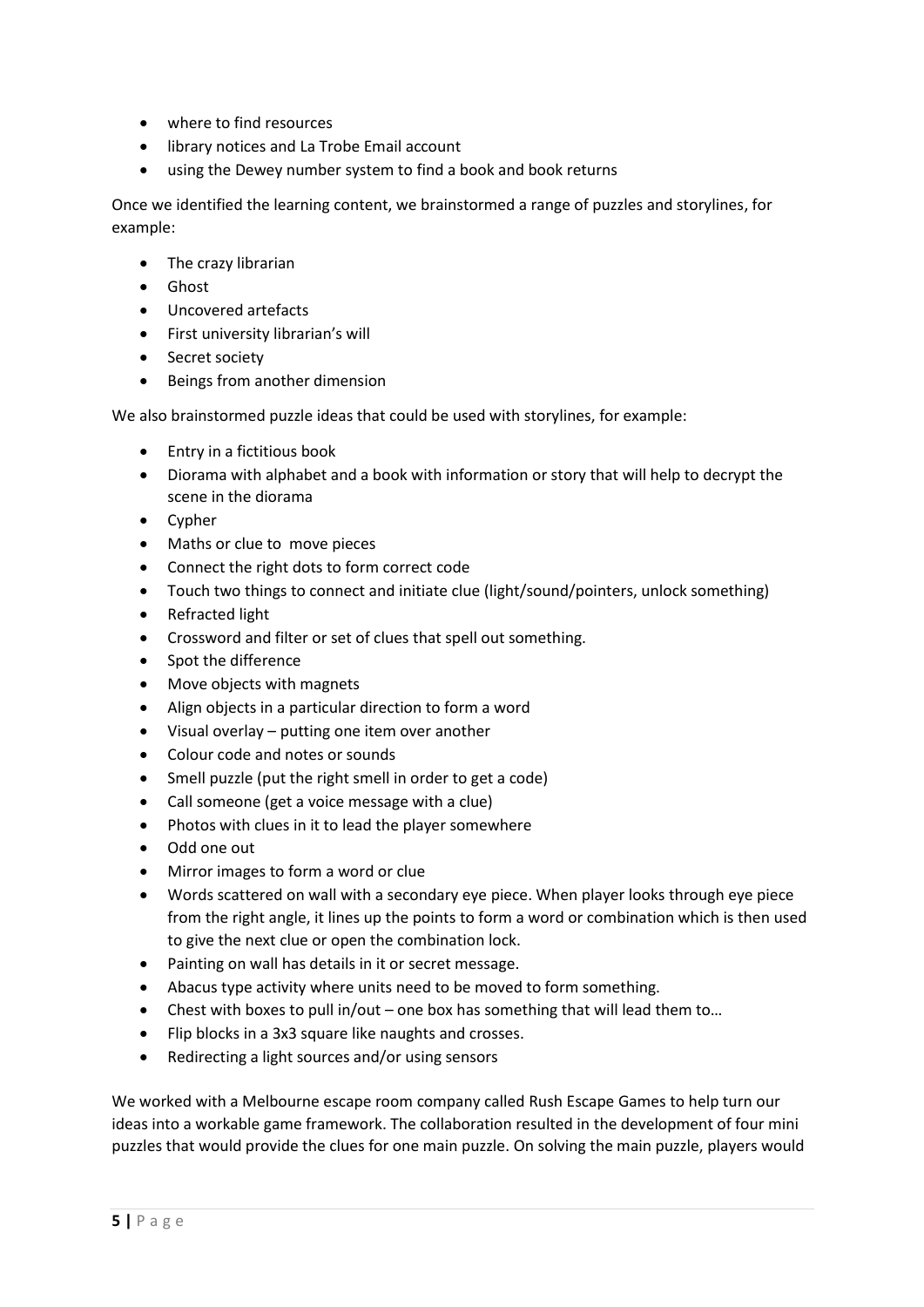- where to find resources
- library notices and La Trobe Email account
- using the Dewey number system to find a book and book returns

Once we identified the learning content, we brainstormed a range of puzzles and storylines, for example:

- The crazy librarian
- Ghost
- Uncovered artefacts
- First university librarian's will
- Secret society
- Beings from another dimension

We also brainstormed puzzle ideas that could be used with storylines, for example:

- Entry in a fictitious book
- Diorama with alphabet and a book with information or story that will help to decrypt the scene in the diorama
- Cypher
- Maths or clue to move pieces
- Connect the right dots to form correct code
- Touch two things to connect and initiate clue (light/sound/pointers, unlock something)
- Refracted light
- Crossword and filter or set of clues that spell out something.
- Spot the difference
- Move objects with magnets
- Align objects in a particular direction to form a word
- Visual overlay – putting one item over another
- Colour code and notes or sounds
- Smell puzzle (put the right smell in order to get a code)
- Call someone (get a voice message with a clue)
- Photos with clues in it to lead the player somewhere
- Odd one out
- Mirror images to form a word or clue
- Words scattered on wall with a secondary eye piece. When player looks through eye piece from the right angle, it lines up the points to form a word or combination which is then used to give the next clue or open the combination lock.
- Painting on wall has details in it or secret message.
- Abacus type activity where units need to be moved to form something.
- Chest with boxes to pull in/out – one box has something that will lead them to…
- Flip blocks in a 3x3 square like naughts and crosses.
- Redirecting a light sources and/or using sensors

We worked with a Melbourne escape room company called Rush Escape Games to help turn our ideas into a workable game framework. The collaboration resulted in the development of four mini puzzles that would provide the clues for one main puzzle. On solving the main puzzle, players would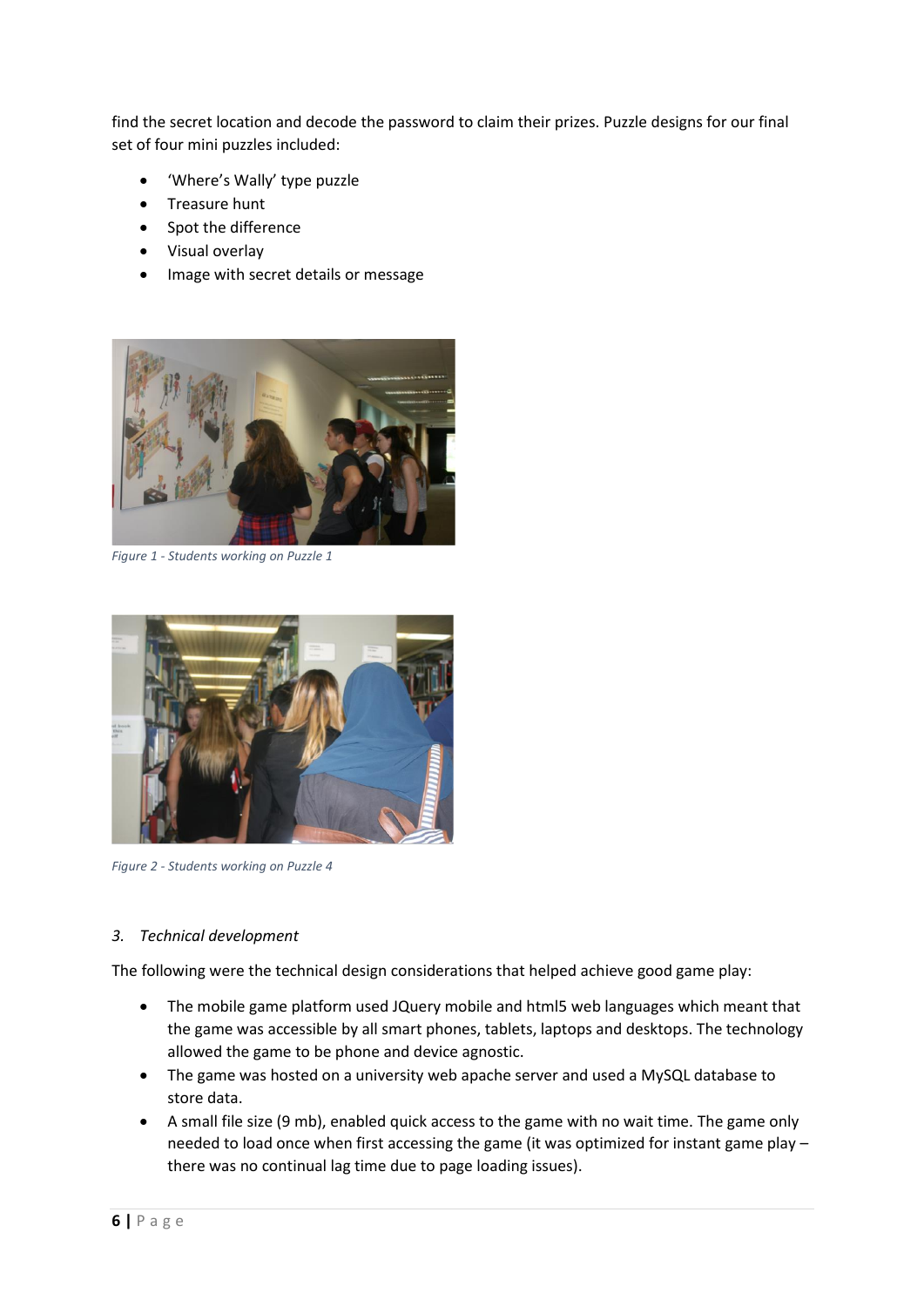find the secret location and decode the password to claim their prizes. Puzzle designs for our final set of four mini puzzles included:

- 'Where's Wally' type puzzle
- Treasure hunt
- Spot the difference
- Visual overlay
- Image with secret details or message

*Figure 1 - Students working on Puzzle 1*

*Figure 2 - Students working on Puzzle 4*

### *3. Technical development*

The following were the technical design considerations that helped achieve good game play:

- The mobile game platform used JQuery mobile and html5 web languages which meant that the game was accessible by all smart phones, tablets, laptops and desktops. The technology allowed the game to be phone and device agnostic.
- The game was hosted on a university web apache server and used a MySQL database to store data.
- A small file size (9 mb), enabled quick access to the game with no wait time. The game only needed to load once when first accessing the game (it was optimized for instant game play – there was no continual lag time due to page loading issues).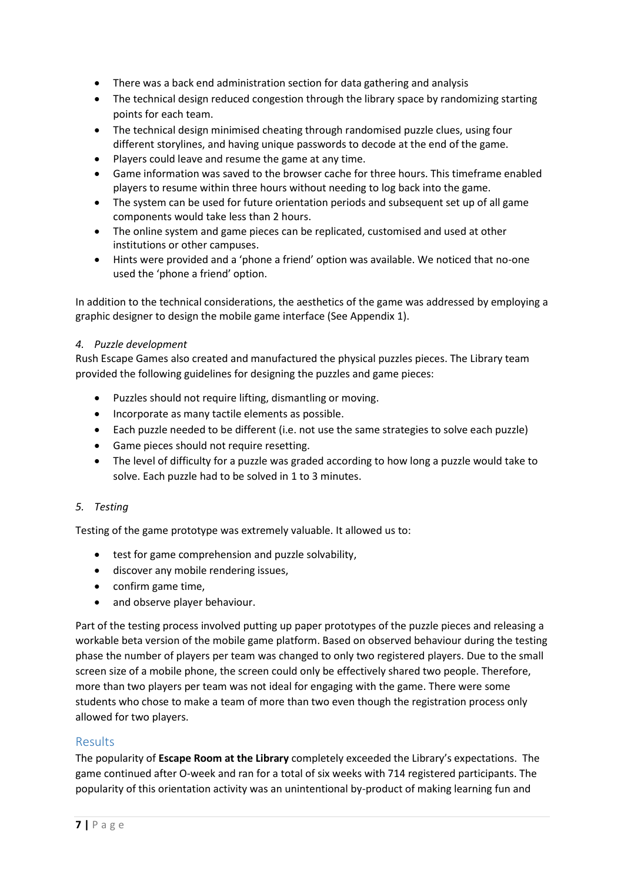- There was a back end administration section for data gathering and analysis
- The technical design reduced congestion through the library space by randomizing starting points for each team.
- The technical design minimised cheating through randomised puzzle clues, using four different storylines, and having unique passwords to decode at the end of the game.
- Players could leave and resume the game at any time.
- Game information was saved to the browser cache for three hours. This timeframe enabled players to resume within three hours without needing to log back into the game.
- The system can be used for future orientation periods and subsequent set up of all game components would take less than 2 hours.
- The online system and game pieces can be replicated, customised and used at other institutions or other campuses.
- Hints were provided and a 'phone a friend' option was available. We noticed that no-one used the 'phone a friend' option.

In addition to the technical considerations, the aesthetics of the game was addressed by employing a graphic designer to design the mobile game interface (See Appendix 1).

*4. Puzzle development*

Rush Escape Games also created and manufactured the physical puzzles pieces. The Library team provided the following guidelines for designing the puzzles and game pieces:

- Puzzles should not require lifting, dismantling or moving.
- Incorporate as many tactile elements as possible.
- Each puzzle needed to be different (i.e. not use the same strategies to solve each puzzle)
- Game pieces should not require resetting.
- The level of difficulty for a puzzle was graded according to how long a puzzle would take to solve. Each puzzle had to be solved in 1 to 3 minutes.

*5. Testing*

Testing of the game prototype was extremely valuable. It allowed us to:

- test for game comprehension and puzzle solvability,
- discover any mobile rendering issues,
- confirm game time,
- and observe player behaviour.

Part of the testing process involved putting up paper prototypes of the puzzle pieces and releasing a workable beta version of the mobile game platform. Based on observed behaviour during the testing phase the number of players per team was changed to only two registered players. Due to the small screen size of a mobile phone, the screen could only be effectively shared two people. Therefore, more than two players per team was not ideal for engaging with the game. There were some students who chose to make a team of more than two even though the registration process only allowed for two players.

## Results

The popularity of **Escape Room at the Library** completely exceeded the Library's expectations. The game continued after O-week and ran for a total of six weeks with 714 registered participants. The popularity of this orientation activity was an unintentional by-product of making learning fun and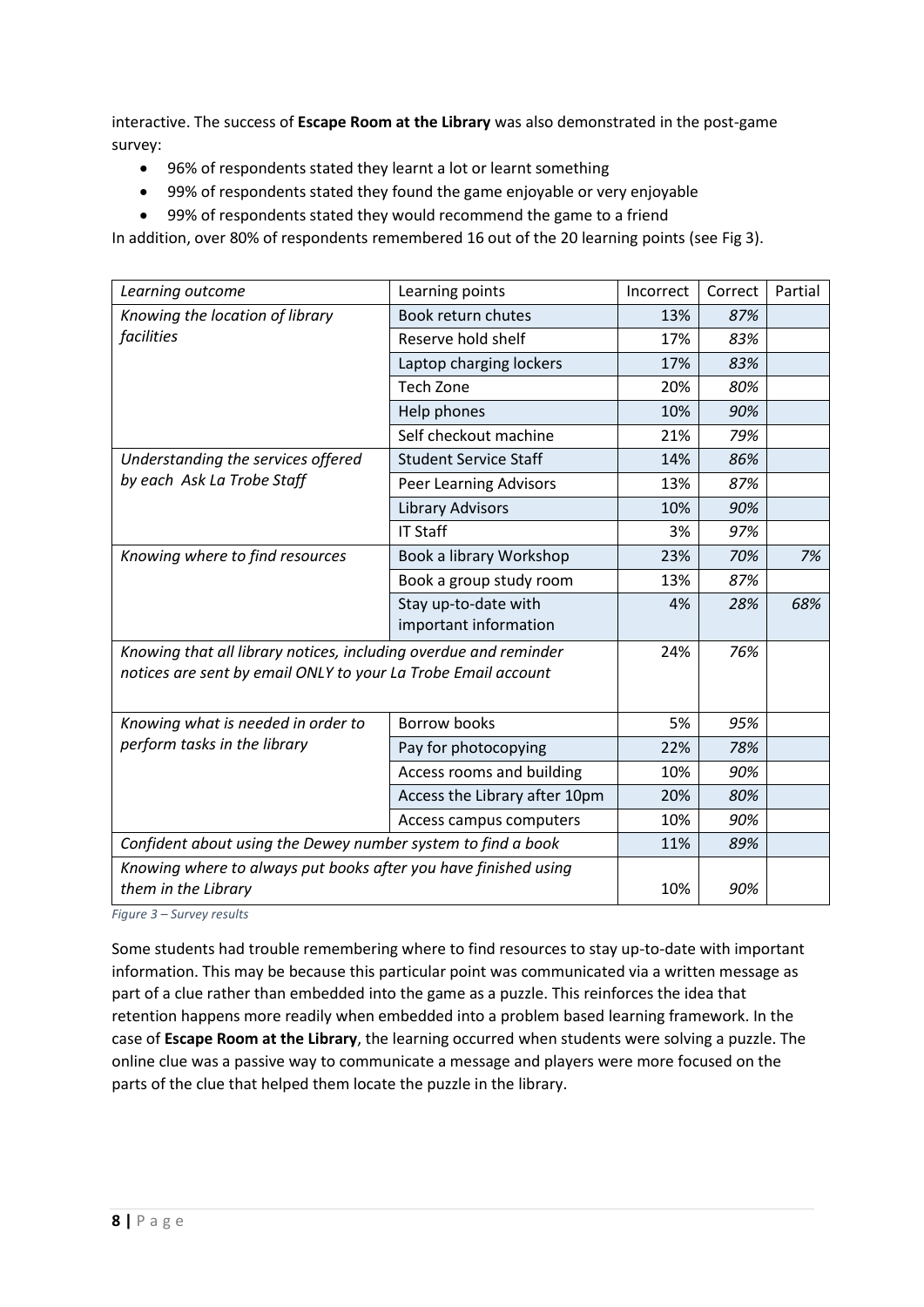interactive. The success of **Escape Room at the Library** was also demonstrated in the post-game survey:

- 96% of respondents stated they learnt a lot or learnt something
- 99% of respondents stated they found the game enjoyable or very enjoyable
- 99% of respondents stated they would recommend the game to a friend

In addition, over 80% of respondents remembered 16 out of the 20 learning points (see Fig 3).

| *Learning outcome* | Learning points | Incorrect | Correct | Partial |
|---|---|---|---|---|
| *Knowing the location of library facilities* | Book return chutes | 13% | *87%* | |
| | Reserve hold shelf | 17% | *83%* | |
| | Laptop charging lockers | 17% | *83%* | |
| | Tech Zone | 20% | *80%* | |
| | Help phones | 10% | *90%* | |
| | Self checkout machine | 21% | *79%* | |
| *Understanding the services offered by each Ask La Trobe Staff* | Student Service Staff | 14% | *86%* | |
| | Peer Learning Advisors | 13% | *87%* | |
| | Library Advisors | 10% | *90%* | |
| | IT Staff | 3% | *97%* | |
| *Knowing where to find resources* | Book a library Workshop | 23% | *70%* | *7%* |
| | Book a group study room | 13% | *87%* | |
| | Stay up-to-date with important information | 4% | *28%* | *68%* |
| *Knowing that all library notices, including overdue and reminder notices are sent by email ONLY to your La Trobe Email account* | | 24% | *76%* | |
| *Knowing what is needed in order to perform tasks in the library* | Borrow books | 5% | *95%* | |
| | Pay for photocopying | 22% | *78%* | |
| | Access rooms and building | 10% | *90%* | |
| | Access the Library after 10pm | 20% | *80%* | |
| | Access campus computers | 10% | *90%* | |
| *Confident about using the Dewey number system to find a book* | | 11% | *89%* | |
| *Knowing where to always put books after you have finished using them in the Library* | | 10% | *90%* | |

*Figure 3 – Survey results*

Some students had trouble remembering where to find resources to stay up-to-date with important information. This may be because this particular point was communicated via a written message as part of a clue rather than embedded into the game as a puzzle. This reinforces the idea that retention happens more readily when embedded into a problem based learning framework. In the case of **Escape Room at the Library**, the learning occurred when students were solving a puzzle. The online clue was a passive way to communicate a message and players were more focused on the parts of the clue that helped them locate the puzzle in the library.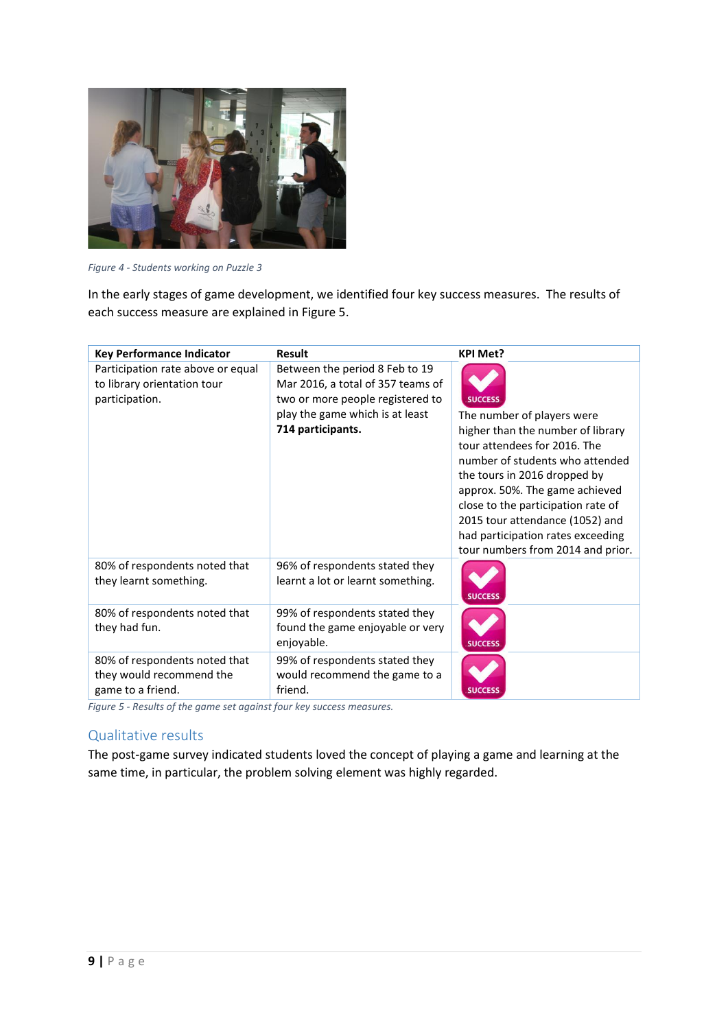Figure 4 - Students working on Puzzle 3

In the early stages of game development, we identified four key success measures. The results of each success measure are explained in Figure 5.

| Key Performance Indicator | Result | KPI Met? |
| --- | --- | --- |
| Participation rate above or equal to library orientation tour participation. | Between the period 8 Feb to 19 Mar 2016, a total of 357 teams of two or more people registered to play the game which is at least **714 participants.** | SUCCESS The number of players were higher than the number of library tour attendees for 2016. The number of students who attended the tours in 2016 dropped by approx. 50%. The game achieved close to the participation rate of 2015 tour attendance (1052) and had participation rates exceeding tour numbers from 2014 and prior. |
| 80% of respondents noted that they learnt something. | 96% of respondents stated they learnt a lot or learnt something. | SUCCESS |
| 80% of respondents noted that they had fun. | 99% of respondents stated they found the game enjoyable or very enjoyable. | SUCCESS |
| 80% of respondents noted that they would recommend the game to a friend. | 99% of respondents stated they would recommend the game to a friend. | SUCCESS |

*Figure 5 - Results of the game set against four key success measures.*

## Qualitative results

The post-game survey indicated students loved the concept of playing a game and learning at the same time, in particular, the problem solving element was highly regarded.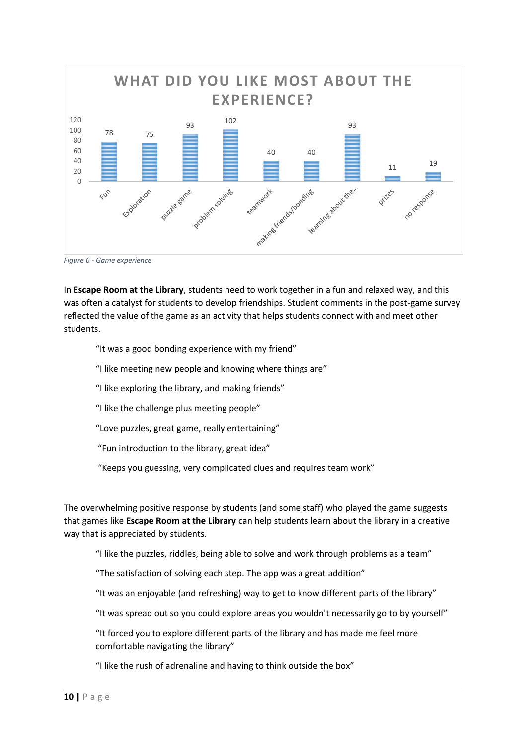**WHAT DID YOU LIKE MOST ABOUT THE EXPERIENCE?**

| Response | Count |
|---|---|
| Fun | 78 |
| Exploration | 75 |
| puzzle game | 93 |
| problem solving | 102 |
| teamwork | 40 |
| making friends/bonding | 40 |
| learning about the... | 93 |
| prizes | 11 |
| no response | 19 |

*Figure 6 - Game experience*

In **Escape Room at the Library**, students need to work together in a fun and relaxed way, and this was often a catalyst for students to develop friendships. Student comments in the post-game survey reflected the value of the game as an activity that helps students connect with and meet other students.

> "It was a good bonding experience with my friend"
>
> "I like meeting new people and knowing where things are"
>
> "I like exploring the library, and making friends"
>
> "I like the challenge plus meeting people"
>
> "Love puzzles, great game, really entertaining"
>
> "Fun introduction to the library, great idea"
>
> "Keeps you guessing, very complicated clues and requires team work"

The overwhelming positive response by students (and some staff) who played the game suggests that games like **Escape Room at the Library** can help students learn about the library in a creative way that is appreciated by students.

> "I like the puzzles, riddles, being able to solve and work through problems as a team"
>
> "The satisfaction of solving each step. The app was a great addition"
>
> "It was an enjoyable (and refreshing) way to get to know different parts of the library"
>
> "It was spread out so you could explore areas you wouldn't necessarily go to by yourself"
>
> "It forced you to explore different parts of the library and has made me feel more comfortable navigating the library"
>
> "I like the rush of adrenaline and having to think outside the box"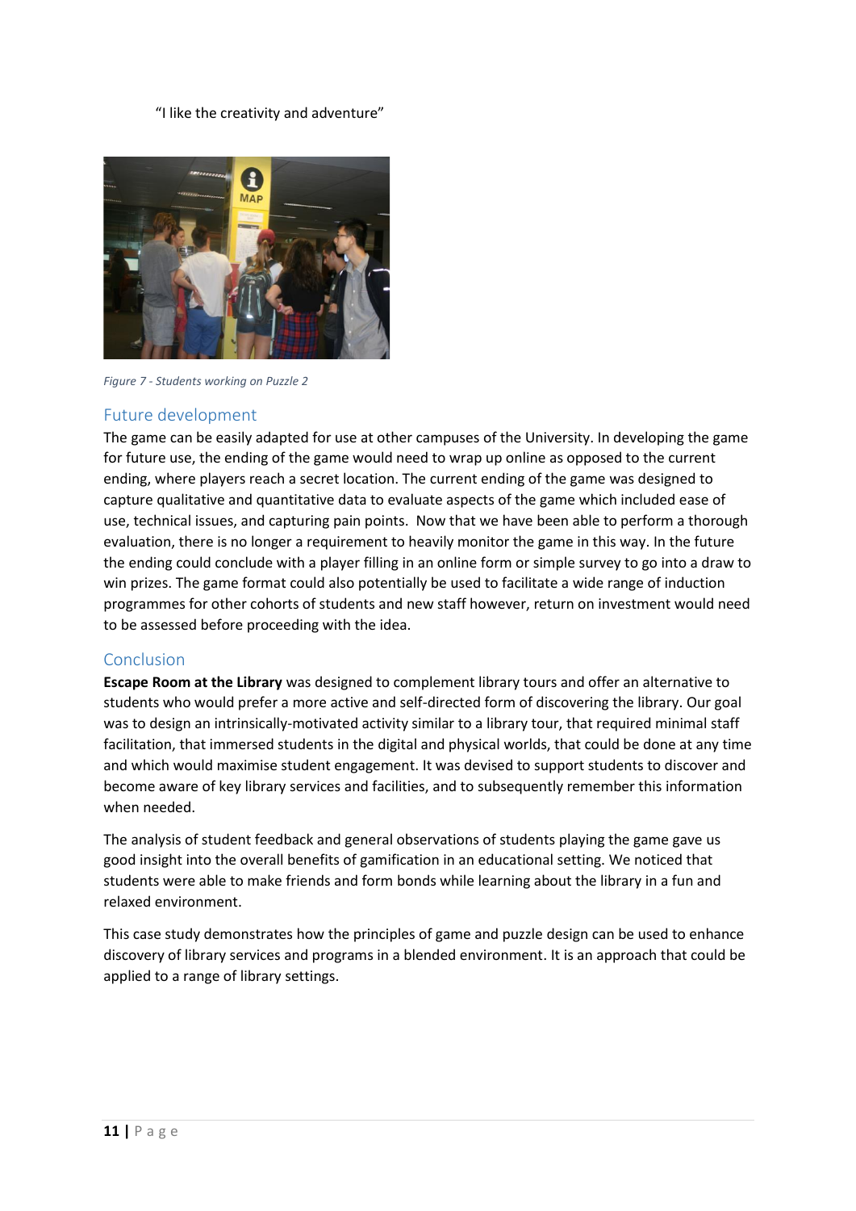"I like the creativity and adventure"

*Figure 7 - Students working on Puzzle 2*

## Future development

The game can be easily adapted for use at other campuses of the University. In developing the game for future use, the ending of the game would need to wrap up online as opposed to the current ending, where players reach a secret location. The current ending of the game was designed to capture qualitative and quantitative data to evaluate aspects of the game which included ease of use, technical issues, and capturing pain points. Now that we have been able to perform a thorough evaluation, there is no longer a requirement to heavily monitor the game in this way. In the future the ending could conclude with a player filling in an online form or simple survey to go into a draw to win prizes. The game format could also potentially be used to facilitate a wide range of induction programmes for other cohorts of students and new staff however, return on investment would need to be assessed before proceeding with the idea.

## Conclusion

**Escape Room at the Library** was designed to complement library tours and offer an alternative to students who would prefer a more active and self-directed form of discovering the library. Our goal was to design an intrinsically-motivated activity similar to a library tour, that required minimal staff facilitation, that immersed students in the digital and physical worlds, that could be done at any time and which would maximise student engagement. It was devised to support students to discover and become aware of key library services and facilities, and to subsequently remember this information when needed.

The analysis of student feedback and general observations of students playing the game gave us good insight into the overall benefits of gamification in an educational setting. We noticed that students were able to make friends and form bonds while learning about the library in a fun and relaxed environment.

This case study demonstrates how the principles of game and puzzle design can be used to enhance discovery of library services and programs in a blended environment. It is an approach that could be applied to a range of library settings.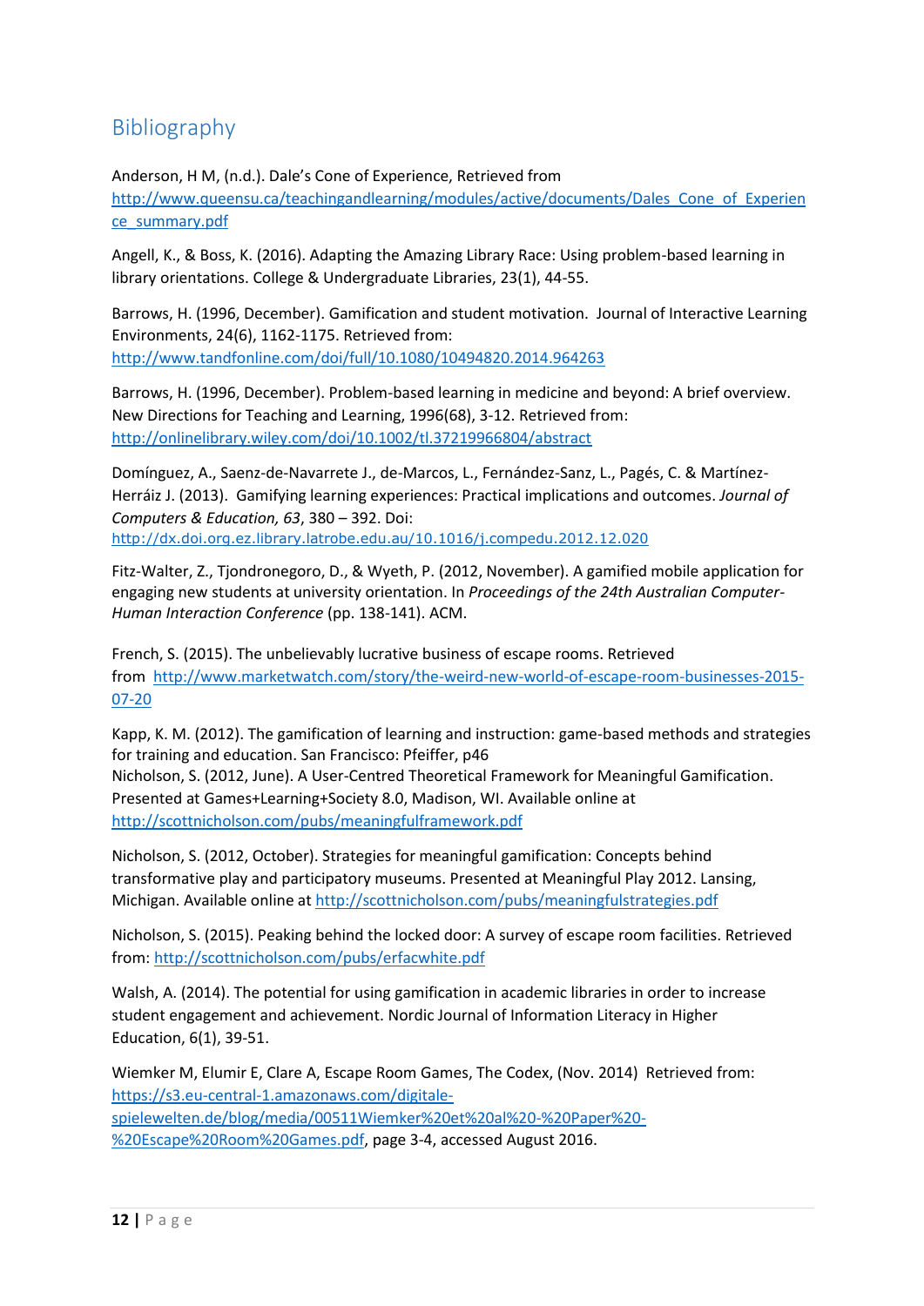## Bibliography

Anderson, H M, (n.d.). Dale's Cone of Experience, Retrieved from http://www.queensu.ca/teachingandlearning/modules/active/documents/Dales_Cone_of_Experience_summary.pdf

Angell, K., & Boss, K. (2016). Adapting the Amazing Library Race: Using problem-based learning in library orientations. College & Undergraduate Libraries, 23(1), 44-55.

Barrows, H. (1996, December). Gamification and student motivation. Journal of Interactive Learning Environments, 24(6), 1162-1175. Retrieved from: http://www.tandfonline.com/doi/full/10.1080/10494820.2014.964263

Barrows, H. (1996, December). Problem-based learning in medicine and beyond: A brief overview. New Directions for Teaching and Learning, 1996(68), 3-12. Retrieved from: http://onlinelibrary.wiley.com/doi/10.1002/tl.37219966804/abstract

Domínguez, A., Saenz-de-Navarrete J., de-Marcos, L., Fernández-Sanz, L., Pagés, C. & Martínez-Herráiz J. (2013). Gamifying learning experiences: Practical implications and outcomes. *Journal of Computers & Education, 63*, 380 – 392. Doi: http://dx.doi.org.ez.library.latrobe.edu.au/10.1016/j.compedu.2012.12.020

Fitz-Walter, Z., Tjondronegoro, D., & Wyeth, P. (2012, November). A gamified mobile application for engaging new students at university orientation. In *Proceedings of the 24th Australian Computer-Human Interaction Conference* (pp. 138-141). ACM.

French, S. (2015). The unbelievably lucrative business of escape rooms. Retrieved from http://www.marketwatch.com/story/the-weird-new-world-of-escape-room-businesses-2015-07-20

Kapp, K. M. (2012). The gamification of learning and instruction: game-based methods and strategies for training and education. San Francisco: Pfeiffer, p46

Nicholson, S. (2012, June). A User-Centred Theoretical Framework for Meaningful Gamification. Presented at Games+Learning+Society 8.0, Madison, WI. Available online at http://scottnicholson.com/pubs/meaningfulframework.pdf

Nicholson, S. (2012, October). Strategies for meaningful gamification: Concepts behind transformative play and participatory museums. Presented at Meaningful Play 2012. Lansing, Michigan. Available online at http://scottnicholson.com/pubs/meaningfulstrategies.pdf

Nicholson, S. (2015). Peaking behind the locked door: A survey of escape room facilities. Retrieved from: http://scottnicholson.com/pubs/erfacwhite.pdf

Walsh, A. (2014). The potential for using gamification in academic libraries in order to increase student engagement and achievement. Nordic Journal of Information Literacy in Higher Education, 6(1), 39-51.

Wiemker M, Elumir E, Clare A, Escape Room Games, The Codex, (Nov. 2014) Retrieved from: https://s3.eu-central-1.amazonaws.com/digitale-spielewelten.de/blog/media/00511Wiemker%20et%20al%20-%20Paper%20-%20Escape%20Room%20Games.pdf, page 3-4, accessed August 2016.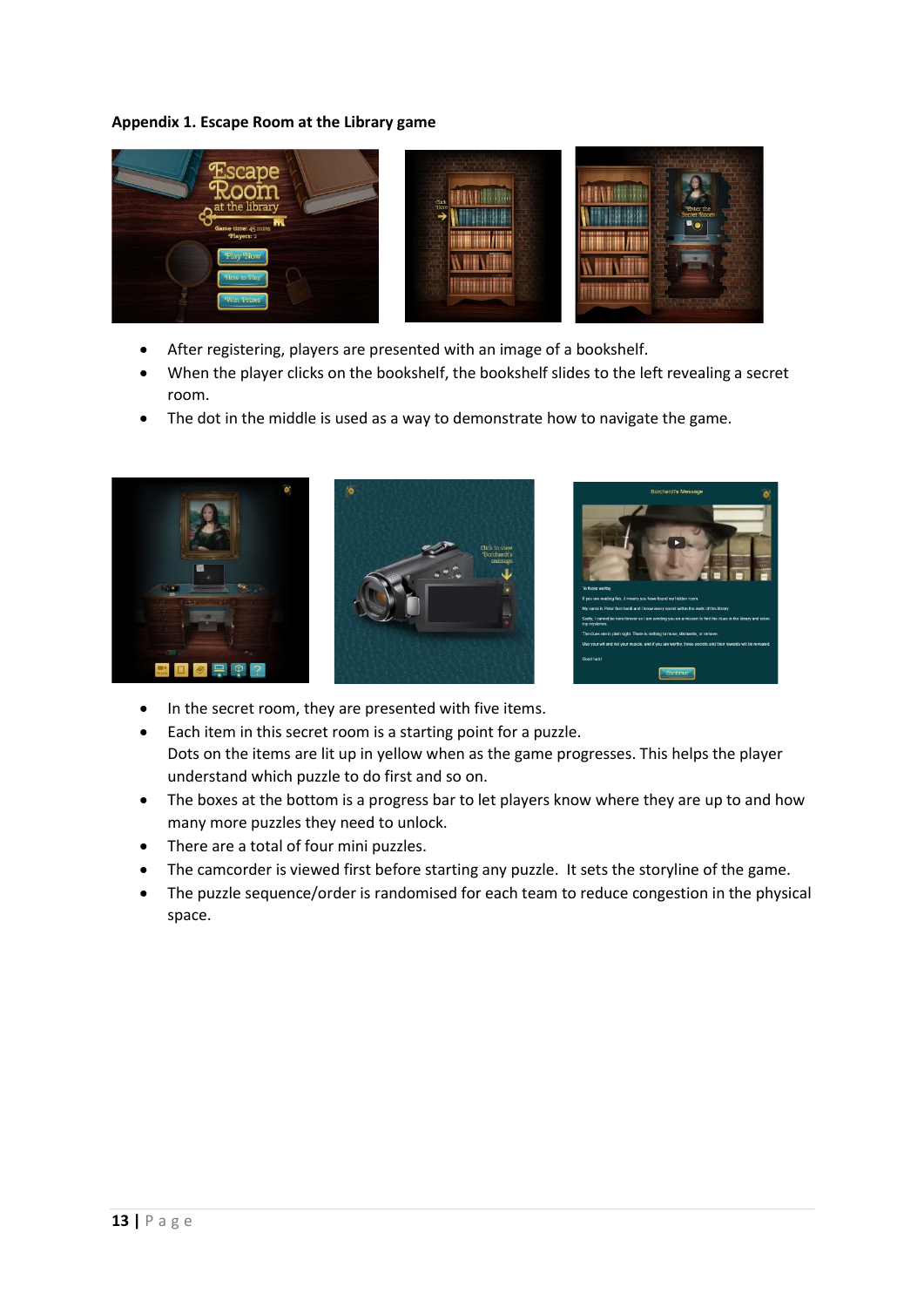**Appendix 1. Escape Room at the Library game**

- After registering, players are presented with an image of a bookshelf.
- When the player clicks on the bookshelf, the bookshelf slides to the left revealing a secret room.
- The dot in the middle is used as a way to demonstrate how to navigate the game.

- In the secret room, they are presented with five items.
- Each item in this secret room is a starting point for a puzzle.
  Dots on the items are lit up in yellow when as the game progresses. This helps the player understand which puzzle to do first and so on.
- The boxes at the bottom is a progress bar to let players know where they are up to and how many more puzzles they need to unlock.
- There are a total of four mini puzzles.
- The camcorder is viewed first before starting any puzzle. It sets the storyline of the game.
- The puzzle sequence/order is randomised for each team to reduce congestion in the physical space.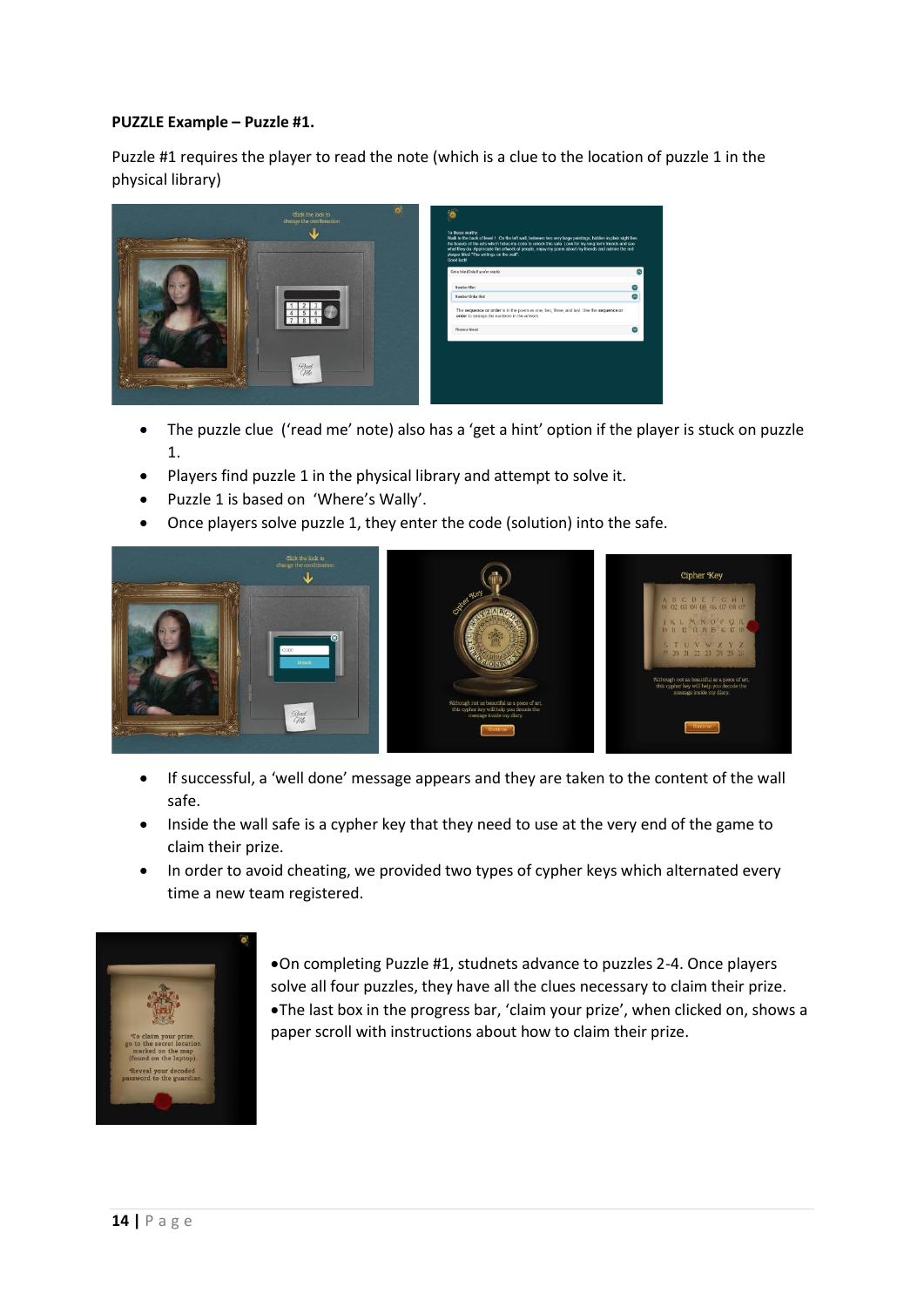**PUZZLE Example – Puzzle #1.**

Puzzle #1 requires the player to read the note (which is a clue to the location of puzzle 1 in the physical library)

- The puzzle clue ('read me' note) also has a 'get a hint' option if the player is stuck on puzzle 1.
- Players find puzzle 1 in the physical library and attempt to solve it.
- Puzzle 1 is based on 'Where's Wally'.
- Once players solve puzzle 1, they enter the code (solution) into the safe.

- If successful, a 'well done' message appears and they are taken to the content of the wall safe.
- Inside the wall safe is a cypher key that they need to use at the very end of the game to claim their prize.
- In order to avoid cheating, we provided two types of cypher keys which alternated every time a new team registered.

- On completing Puzzle #1, studnets advance to puzzles 2-4. Once players solve all four puzzles, they have all the clues necessary to claim their prize.
- The last box in the progress bar, 'claim your prize', when clicked on, shows a paper scroll with instructions about how to claim their prize.